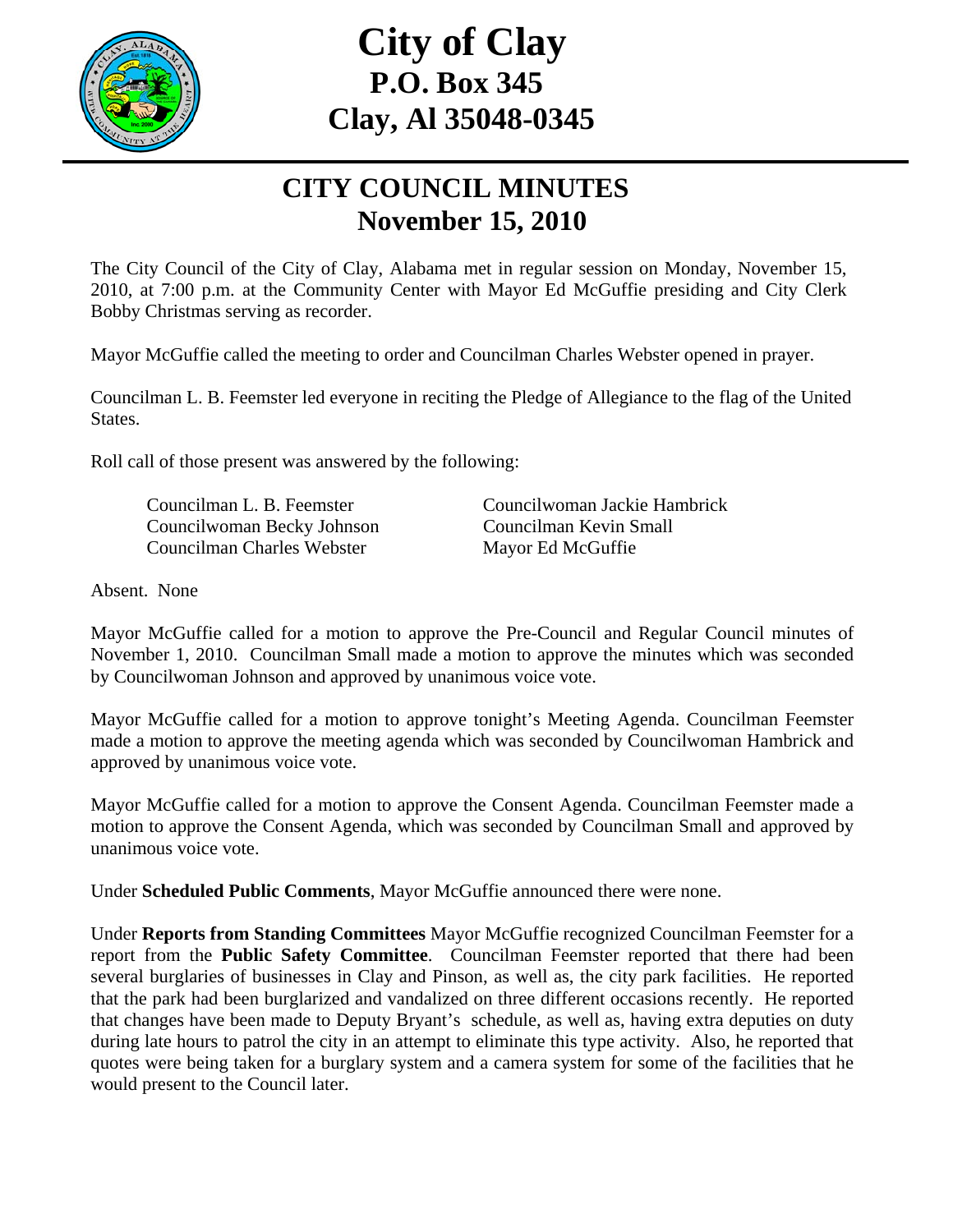# City of Clay
## P.O. Box 345
## Clay, Al 35048-0345

## CITY COUNCIL MINUTES
## November 15, 2010

The City Council of the City of Clay, Alabama met in regular session on Monday, November 15, 2010, at 7:00 p.m. at the Community Center with Mayor Ed McGuffie presiding and City Clerk Bobby Christmas serving as recorder.

Mayor McGuffie called the meeting to order and Councilman Charles Webster opened in prayer.

Councilman L. B. Feemster led everyone in reciting the Pledge of Allegiance to the flag of the United States.

Roll call of those present was answered by the following:

Councilman L. B. Feemster
Councilwoman Becky Johnson
Councilman Charles Webster
Councilwoman Jackie Hambrick
Councilman Kevin Small
Mayor Ed McGuffie

Absent. None

Mayor McGuffie called for a motion to approve the Pre-Council and Regular Council minutes of November 1, 2010. Councilman Small made a motion to approve the minutes which was seconded by Councilwoman Johnson and approved by unanimous voice vote.

Mayor McGuffie called for a motion to approve tonight's Meeting Agenda. Councilman Feemster made a motion to approve the meeting agenda which was seconded by Councilwoman Hambrick and approved by unanimous voice vote.

Mayor McGuffie called for a motion to approve the Consent Agenda. Councilman Feemster made a motion to approve the Consent Agenda, which was seconded by Councilman Small and approved by unanimous voice vote.

Under **Scheduled Public Comments**, Mayor McGuffie announced there were none.

Under **Reports from Standing Committees** Mayor McGuffie recognized Councilman Feemster for a report from the **Public Safety Committee**. Councilman Feemster reported that there had been several burglaries of businesses in Clay and Pinson, as well as, the city park facilities. He reported that the park had been burglarized and vandalized on three different occasions recently. He reported that changes have been made to Deputy Bryant's schedule, as well as, having extra deputies on duty during late hours to patrol the city in an attempt to eliminate this type activity. Also, he reported that quotes were being taken for a burglary system and a camera system for some of the facilities that he would present to the Council later.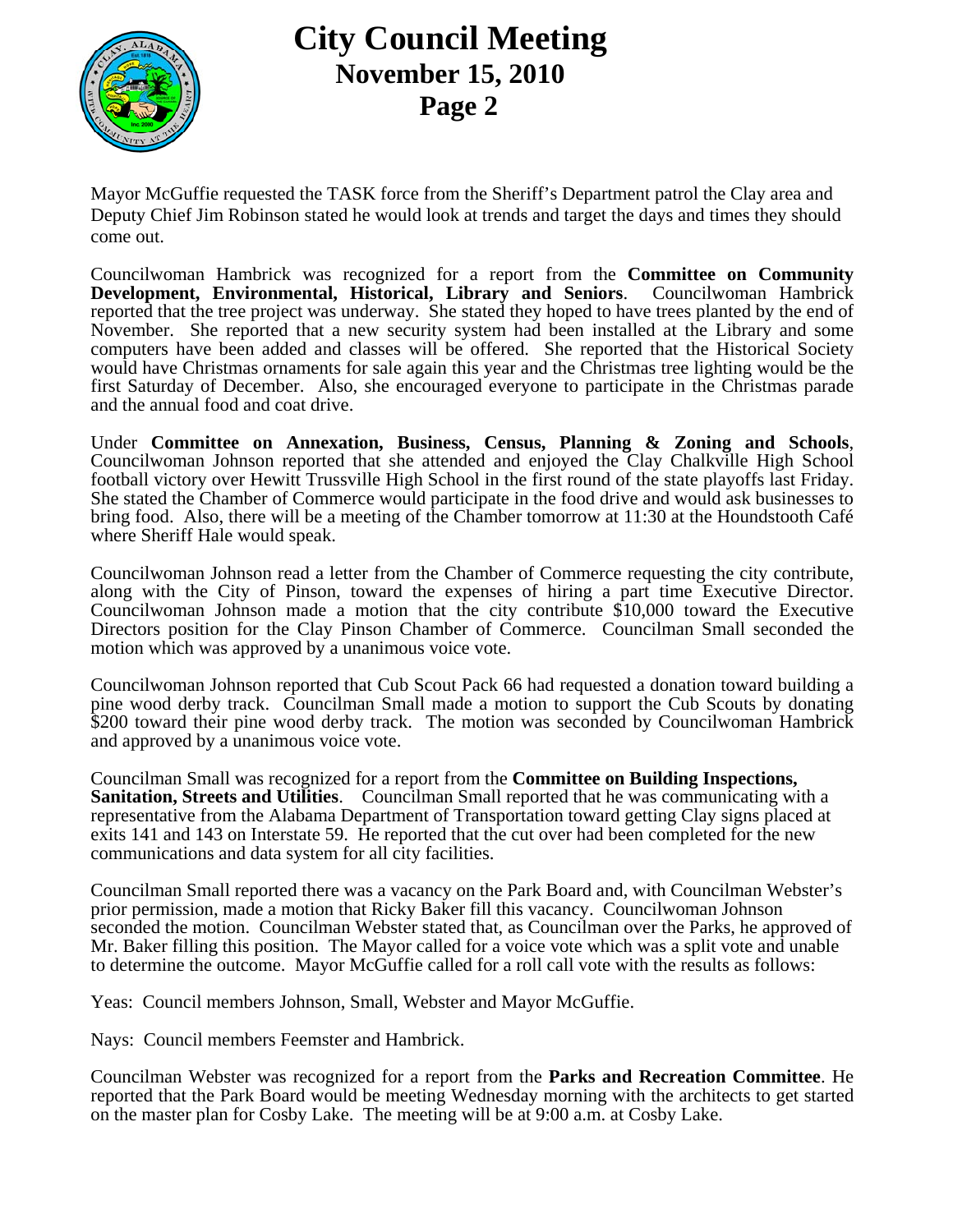Mayor McGuffie requested the TASK force from the Sheriff's Department patrol the Clay area and Deputy Chief Jim Robinson stated he would look at trends and target the days and times they should come out.

Councilwoman Hambrick was recognized for a report from the **Committee on Community Development, Environmental, Historical, Library and Seniors**. Councilwoman Hambrick reported that the tree project was underway. She stated they hoped to have trees planted by the end of November. She reported that a new security system had been installed at the Library and some computers have been added and classes will be offered. She reported that the Historical Society would have Christmas ornaments for sale again this year and the Christmas tree lighting would be the first Saturday of December. Also, she encouraged everyone to participate in the Christmas parade and the annual food and coat drive.

Under **Committee on Annexation, Business, Census, Planning & Zoning and Schools**, Councilwoman Johnson reported that she attended and enjoyed the Clay Chalkville High School football victory over Hewitt Trussville High School in the first round of the state playoffs last Friday. She stated the Chamber of Commerce would participate in the food drive and would ask businesses to bring food. Also, there will be a meeting of the Chamber tomorrow at 11:30 at the Houndstooth Café where Sheriff Hale would speak.

Councilwoman Johnson read a letter from the Chamber of Commerce requesting the city contribute, along with the City of Pinson, toward the expenses of hiring a part time Executive Director. Councilwoman Johnson made a motion that the city contribute $10,000 toward the Executive Directors position for the Clay Pinson Chamber of Commerce. Councilman Small seconded the motion which was approved by a unanimous voice vote.

Councilwoman Johnson reported that Cub Scout Pack 66 had requested a donation toward building a pine wood derby track. Councilman Small made a motion to support the Cub Scouts by donating $200 toward their pine wood derby track. The motion was seconded by Councilwoman Hambrick and approved by a unanimous voice vote.

Councilman Small was recognized for a report from the **Committee on Building Inspections, Sanitation, Streets and Utilities**. Councilman Small reported that he was communicating with a representative from the Alabama Department of Transportation toward getting Clay signs placed at exits 141 and 143 on Interstate 59. He reported that the cut over had been completed for the new communications and data system for all city facilities.

Councilman Small reported there was a vacancy on the Park Board and, with Councilman Webster's prior permission, made a motion that Ricky Baker fill this vacancy. Councilwoman Johnson seconded the motion. Councilman Webster stated that, as Councilman over the Parks, he approved of Mr. Baker filling this position. The Mayor called for a voice vote which was a split vote and unable to determine the outcome. Mayor McGuffie called for a roll call vote with the results as follows:

Yeas: Council members Johnson, Small, Webster and Mayor McGuffie.

Nays: Council members Feemster and Hambrick.

Councilman Webster was recognized for a report from the **Parks and Recreation Committee**. He reported that the Park Board would be meeting Wednesday morning with the architects to get started on the master plan for Cosby Lake. The meeting will be at 9:00 a.m. at Cosby Lake.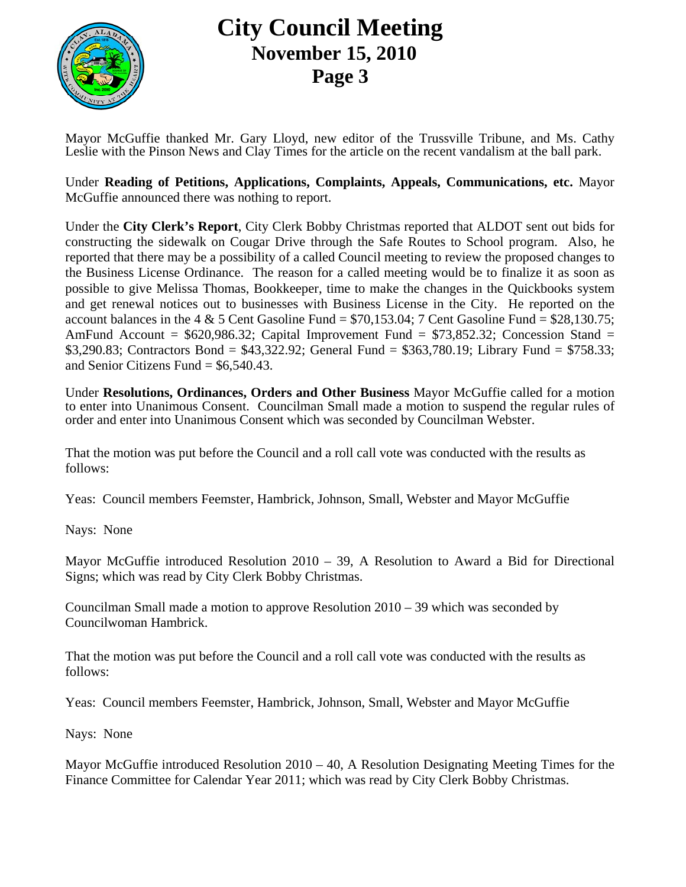Mayor McGuffie thanked Mr. Gary Lloyd, new editor of the Trussville Tribune, and Ms. Cathy Leslie with the Pinson News and Clay Times for the article on the recent vandalism at the ball park.

Under **Reading of Petitions, Applications, Complaints, Appeals, Communications, etc.** Mayor McGuffie announced there was nothing to report.

Under the **City Clerk's Report**, City Clerk Bobby Christmas reported that ALDOT sent out bids for constructing the sidewalk on Cougar Drive through the Safe Routes to School program. Also, he reported that there may be a possibility of a called Council meeting to review the proposed changes to the Business License Ordinance. The reason for a called meeting would be to finalize it as soon as possible to give Melissa Thomas, Bookkeeper, time to make the changes in the Quickbooks system and get renewal notices out to businesses with Business License in the City. He reported on the account balances in the 4 & 5 Cent Gasoline Fund = $70,153.04; 7 Cent Gasoline Fund = $28,130.75; AmFund Account = $620,986.32; Capital Improvement Fund = $73,852.32; Concession Stand = $3,290.83; Contractors Bond = $43,322.92; General Fund = $363,780.19; Library Fund = $758.33; and Senior Citizens Fund = $6,540.43.

Under **Resolutions, Ordinances, Orders and Other Business** Mayor McGuffie called for a motion to enter into Unanimous Consent. Councilman Small made a motion to suspend the regular rules of order and enter into Unanimous Consent which was seconded by Councilman Webster.

That the motion was put before the Council and a roll call vote was conducted with the results as follows:

Yeas: Council members Feemster, Hambrick, Johnson, Small, Webster and Mayor McGuffie

Nays: None

Mayor McGuffie introduced Resolution 2010 – 39, A Resolution to Award a Bid for Directional Signs; which was read by City Clerk Bobby Christmas.

Councilman Small made a motion to approve Resolution 2010 – 39 which was seconded by Councilwoman Hambrick.

That the motion was put before the Council and a roll call vote was conducted with the results as follows:

Yeas: Council members Feemster, Hambrick, Johnson, Small, Webster and Mayor McGuffie

Nays: None

Mayor McGuffie introduced Resolution 2010 – 40, A Resolution Designating Meeting Times for the Finance Committee for Calendar Year 2011; which was read by City Clerk Bobby Christmas.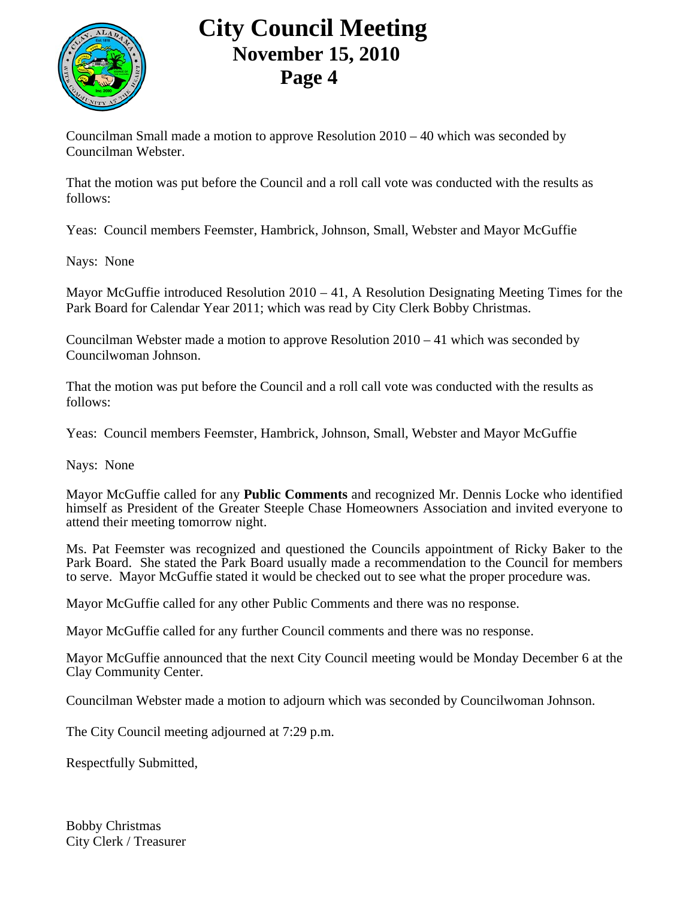Councilman Small made a motion to approve Resolution 2010 – 40 which was seconded by Councilman Webster.

That the motion was put before the Council and a roll call vote was conducted with the results as follows:

Yeas: Council members Feemster, Hambrick, Johnson, Small, Webster and Mayor McGuffie

Nays: None

Mayor McGuffie introduced Resolution 2010 – 41, A Resolution Designating Meeting Times for the Park Board for Calendar Year 2011; which was read by City Clerk Bobby Christmas.

Councilman Webster made a motion to approve Resolution 2010 – 41 which was seconded by Councilwoman Johnson.

That the motion was put before the Council and a roll call vote was conducted with the results as follows:

Yeas: Council members Feemster, Hambrick, Johnson, Small, Webster and Mayor McGuffie

Nays: None

Mayor McGuffie called for any **Public Comments** and recognized Mr. Dennis Locke who identified himself as President of the Greater Steeple Chase Homeowners Association and invited everyone to attend their meeting tomorrow night.

Ms. Pat Feemster was recognized and questioned the Councils appointment of Ricky Baker to the Park Board. She stated the Park Board usually made a recommendation to the Council for members to serve. Mayor McGuffie stated it would be checked out to see what the proper procedure was.

Mayor McGuffie called for any other Public Comments and there was no response.

Mayor McGuffie called for any further Council comments and there was no response.

Mayor McGuffie announced that the next City Council meeting would be Monday December 6 at the Clay Community Center.

Councilman Webster made a motion to adjourn which was seconded by Councilwoman Johnson.

The City Council meeting adjourned at 7:29 p.m.

Respectfully Submitted,

Bobby Christmas
City Clerk / Treasurer